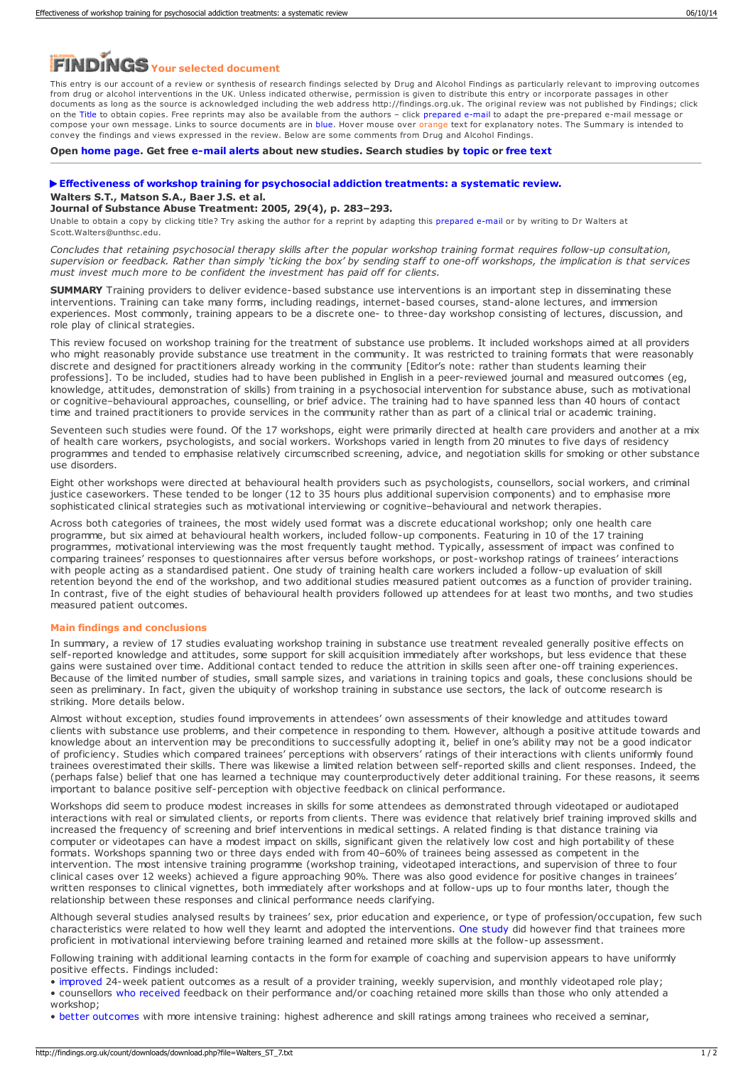# FINDINGS Your selected document

This entry is our account of a review or synthesis of research findings selected by Drug and Alcohol Findings as particularly relevant to improving outcomes from drug or alcohol interventions in the UK. Unless indicated otherwise, permission is given to distribute this entry or incorporate passages in other documents as long as the source is acknowledged including the web address http://findings.org.uk. The original review was not published by Findings; click on the Title to obtain copies. Free reprints may also be available from the authors – click prepared e-mail to adapt the pre-prepared e-mail message or compose your own message. Links to source documents are in blue. Hover mouse over orange text for explanatory notes. The Summary is intended to convey the findings and views expressed in the review. Below are some comments from Drug and Alcohol Findings.

**Open home page. Get free e-mail alerts about new studies. Search studies by topic or free text**

---

### ▶ Effectiveness of workshop training for psychosocial addiction treatments: a systematic review.

**Walters S.T., Matson S.A., Baer J.S. et al.**
**Journal of Substance Abuse Treatment: 2005, 29(4), p. 283–293.**

Unable to obtain a copy by clicking title? Try asking the author for a reprint by adapting this prepared e-mail or by writing to Dr Walters at Scott.Walters@unthsc.edu.

*Concludes that retaining psychosocial therapy skills after the popular workshop training format requires follow-up consultation, supervision or feedback. Rather than simply 'ticking the box' by sending staff to one-off workshops, the implication is that services must invest much more to be confident the investment has paid off for clients.*

**SUMMARY** Training providers to deliver evidence-based substance use interventions is an important step in disseminating these interventions. Training can take many forms, including readings, internet-based courses, stand-alone lectures, and immersion experiences. Most commonly, training appears to be a discrete one- to three-day workshop consisting of lectures, discussion, and role play of clinical strategies.

This review focused on workshop training for the treatment of substance use problems. It included workshops aimed at all providers who might reasonably provide substance use treatment in the community. It was restricted to training formats that were reasonably discrete and designed for practitioners already working in the community [Editor's note: rather than students learning their professions]. To be included, studies had to have been published in English in a peer-reviewed journal and measured outcomes (eg, knowledge, attitudes, demonstration of skills) from training in a psychosocial intervention for substance abuse, such as motivational or cognitive–behavioural approaches, counselling, or brief advice. The training had to have spanned less than 40 hours of contact time and trained practitioners to provide services in the community rather than as part of a clinical trial or academic training.

Seventeen such studies were found. Of the 17 workshops, eight were primarily directed at health care providers and another at a mix of health care workers, psychologists, and social workers. Workshops varied in length from 20 minutes to five days of residency programmes and tended to emphasise relatively circumscribed screening, advice, and negotiation skills for smoking or other substance use disorders.

Eight other workshops were directed at behavioural health providers such as psychologists, counsellors, social workers, and criminal justice caseworkers. These tended to be longer (12 to 35 hours plus additional supervision components) and to emphasise more sophisticated clinical strategies such as motivational interviewing or cognitive–behavioural and network therapies.

Across both categories of trainees, the most widely used format was a discrete educational workshop; only one health care programme, but six aimed at behavioural health workers, included follow-up components. Featuring in 10 of the 17 training programmes, motivational interviewing was the most frequently taught method. Typically, assessment of impact was confined to comparing trainees' responses to questionnaires after versus before workshops, or post-workshop ratings of trainees' interactions with people acting as a standardised patient. One study of training health care workers included a follow-up evaluation of skill retention beyond the end of the workshop, and two additional studies measured patient outcomes as a function of provider training. In contrast, five of the eight studies of behavioural health providers followed up attendees for at least two months, and two studies measured patient outcomes.

#### Main findings and conclusions

In summary, a review of 17 studies evaluating workshop training in substance use treatment revealed generally positive effects on self-reported knowledge and attitudes, some support for skill acquisition immediately after workshops, but less evidence that these gains were sustained over time. Additional contact tended to reduce the attrition in skills seen after one-off training experiences. Because of the limited number of studies, small sample sizes, and variations in training topics and goals, these conclusions should be seen as preliminary. In fact, given the ubiquity of workshop training in substance use treatment sectors, the lack of outcome research is striking. More details below.

Almost without exception, studies found improvements in attendees' own assessments of their knowledge and attitudes toward clients with substance use problems, and their competence in responding to them. However, although a positive attitude towards and knowledge about an intervention may be preconditions to successfully adopting it, belief in one's ability may not be a good indicator of proficiency. Studies which compared trainees' perceptions with observers' ratings of their interactions with clients uniformly found trainees overestimated their skills. There was likewise a limited relation between self-reported skills and client responses. Indeed, the (perhaps false) belief that one has learned a technique may counterproductively deter additional training. For these reasons, it seems important to balance positive self-perception with objective feedback on clinical performance.

Workshops did seem to produce modest increases in skills for some attendees as demonstrated through videotaped or audiotaped interactions with real or simulated clients, or reports from clients. There was evidence that relatively brief training improved skills and increased the frequency of screening and brief interventions in medical settings. A related finding is that distance training via computer or videotapes can have a modest impact on skills, significant given the relatively low cost and high portability of these formats. Workshops spanning two or three days ended with from 40–60% of trainees being assessed as competent in the intervention. The most intensive training programme (workshop training, videotaped interactions, and supervision of three to four clinical cases over 12 weeks) achieved a figure approaching 90%. There was also good evidence for positive changes in trainees' written responses to clinical vignettes, both immediately after workshops and at follow-ups up to four months later, though the relationship between these responses and clinical performance needs clarifying.

Although several studies analysed results by trainees' sex, prior education and experience, or type of profession/occupation, few such characteristics were related to how well they learnt and adopted the interventions. One study did however find that trainees more proficient in motivational interviewing before training learned and retained more skills at the follow-up assessment.

Following training with additional learning contacts in the form for example of coaching and supervision appears to have uniformly positive effects. Findings included:

- improved 24-week patient outcomes as a result of a provider training, weekly supervision, and monthly videotaped role play;
- counsellors who received feedback on their performance and/or coaching retained more skills than those who only attended a workshop;
- better outcomes with more intensive training: highest adherence and skill ratings among trainees who received a seminar,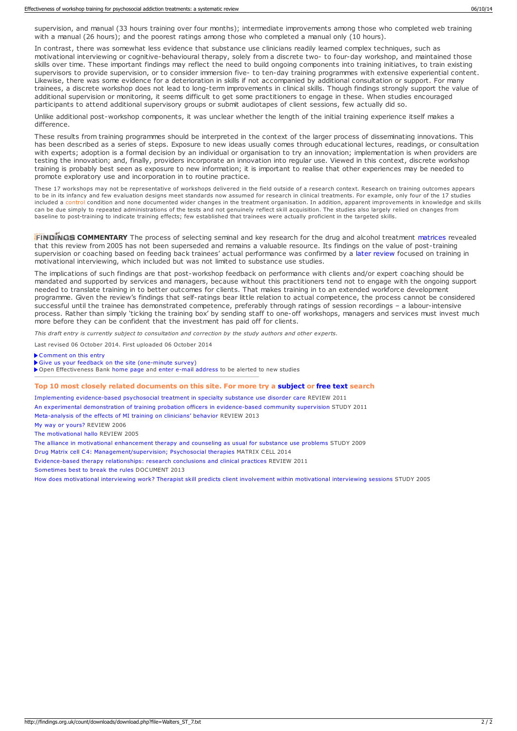supervision, and manual (33 hours training over four months); intermediate improvements among those who completed web training with a manual (26 hours); and the poorest ratings among those who completed a manual only (10 hours).

In contrast, there was somewhat less evidence that substance use clinicians readily learned complex techniques, such as motivational interviewing or cognitive-behavioural therapy, solely from a discrete two- to four-day workshop, and maintained those skills over time. These important findings may reflect the need to build ongoing components into training initiatives, to train existing supervisors to provide supervision, or to consider immersion five- to ten-day training programmes with extensive experiential content. Likewise, there was some evidence for a deterioration in skills if not accompanied by additional consultation or support. For many trainees, a discrete workshop does not lead to long-term improvements in clinical skills. Though findings strongly support the value of additional supervision or monitoring, it seems difficult to get some practitioners to engage in these. When studies encouraged participants to attend additional supervisory groups or submit audiotapes of client sessions, few actually did so.

Unlike additional post-workshop components, it was unclear whether the length of the initial training experience itself makes a difference.

These results from training programmes should be interpreted in the context of the larger process of disseminating innovations. This has been described as a series of steps. Exposure to new ideas usually comes through educational lectures, readings, or consultation with experts; adoption is a formal decision by an individual or organisation to try an innovation; implementation is when providers are testing the innovation; and, finally, providers incorporate an innovation into regular use. Viewed in this context, discrete workshop training is probably best seen as exposure to new information; it is important to realise that other experiences may be needed to promote exploratory use and incorporation in to routine practice.

These 17 workshops may not be representative of workshops delivered in the field outside of a research context. Research on training outcomes appears to be in its infancy and few evaluation designs meet standards now assumed for research in clinical treatments. For example, only four of the 17 studies included a control condition and none documented wider changes in the treatment organisation. In addition, apparent improvements in knowledge and skills can be due simply to repeated administrations of the tests and not genuinely reflect skill acquisition. The studies also largely relied on changes from baseline to post-training to indicate training effects; few established that trainees were actually proficient in the targeted skills.

**FINDINGS COMMENTARY** The process of selecting seminal and key research for the drug and alcohol treatment matrices revealed that this review from 2005 has not been superseded and remains a valuable resource. Its findings on the value of post-training supervision or coaching based on feeding back trainees' actual performance was confirmed by a later review focused on training in motivational interviewing, which included but was not limited to substance use studies.

The implications of such findings are that post-workshop feedback on performance with clients and/or expert coaching should be mandated and supported by services and managers, because without this practitioners tend not to engage with the ongoing support needed to translate training in to better outcomes for clients. That makes training in to an extended workforce development programme. Given the review's findings that self-ratings bear little relation to actual competence, the process cannot be considered successful until the trainee has demonstrated competence, preferably through ratings of session recordings – a labour-intensive process. Rather than simply 'ticking the training box' by sending staff to one-off workshops, managers and services must invest much more before they can be confident that the investment has paid off for clients.

*This draft entry is currently subject to consultation and correction by the study authors and other experts.*

Last revised 06 October 2014. First uploaded 06 October 2014

- Comment on this entry
- Give us your feedback on the site (one-minute survey)
- Open Effectiveness Bank home page and enter e-mail address to be alerted to new studies

**Top 10 most closely related documents on this site. For more try a subject or free text search**

Implementing evidence-based psychosocial treatment in specialty substance use disorder care REVIEW 2011

An experimental demonstration of training probation officers in evidence-based community supervision STUDY 2011

Meta-analysis of the effects of MI training on clinicians' behavior REVIEW 2013

My way or yours? REVIEW 2006

The motivational hallo REVIEW 2005

The alliance in motivational enhancement therapy and counseling as usual for substance use problems STUDY 2009

Drug Matrix cell C4: Management/supervision; Psychosocial therapies MATRIX CELL 2014

Evidence-based therapy relationships: research conclusions and clinical practices REVIEW 2011

Sometimes best to break the rules DOCUMENT 2013

How does motivational interviewing work? Therapist skill predicts client involvement within motivational interviewing sessions STUDY 2005